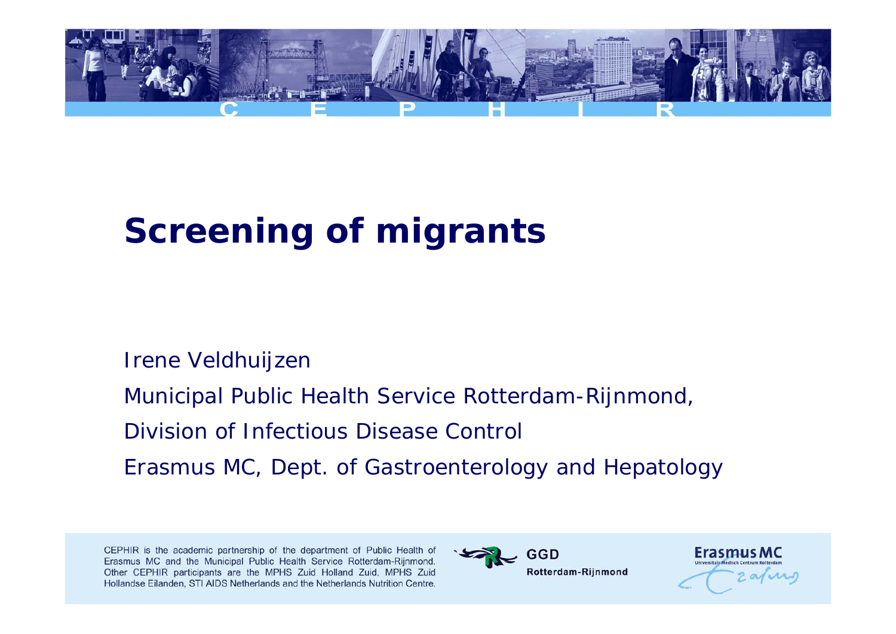# Screening of migrants

Irene Veldhuijzen

Municipal Public Health Service Rotterdam-Rijnmond,

Division of Infectious Disease Control

Erasmus MC, Dept. of Gastroenterology and Hepatology

CEPHIR is the academic partnership of the department of Public Health of Erasmus MC and the Municipal Public Health Service Rotterdam-Rijnmond. Other CEPHIR participants are the MPHS Zuid Holland Zuid, MPHS Zuid Hollandse Eilanden, STI AIDS Netherlands and the Netherlands Nutrition Centre.

GGD Rotterdam-Rijnmond

Erasmus MC Universitair Medisch Centrum Rotterdam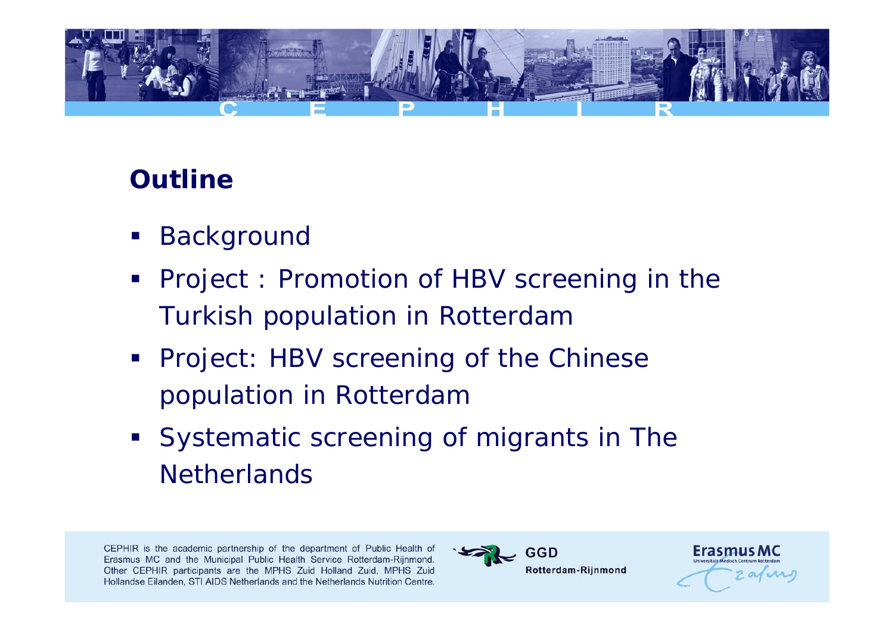## Outline

- Background
- Project : Promotion of HBV screening in the Turkish population in Rotterdam
- Project: HBV screening of the Chinese population in Rotterdam
- Systematic screening of migrants in The Netherlands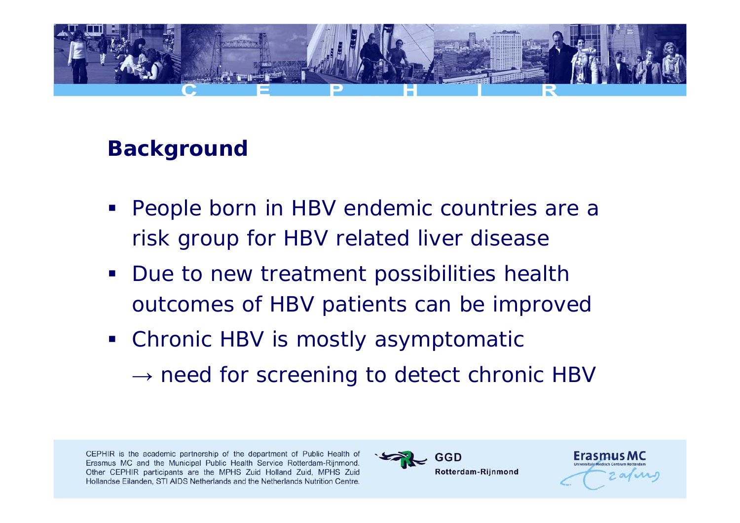## Background

- People born in HBV endemic countries are a risk group for HBV related liver disease
- Due to new treatment possibilities health outcomes of HBV patients can be improved
- Chronic HBV is mostly asymptomatic
  → need for screening to detect chronic HBV

CEPHIR is the academic partnership of the department of Public Health of Erasmus MC and the Municipal Public Health Service Rotterdam-Rijnmond. Other CEPHIR participants are the MPHS Zuid Holland Zuid, MPHS Zuid Hollandse Eilanden, STI AIDS Netherlands and the Netherlands Nutrition Centre.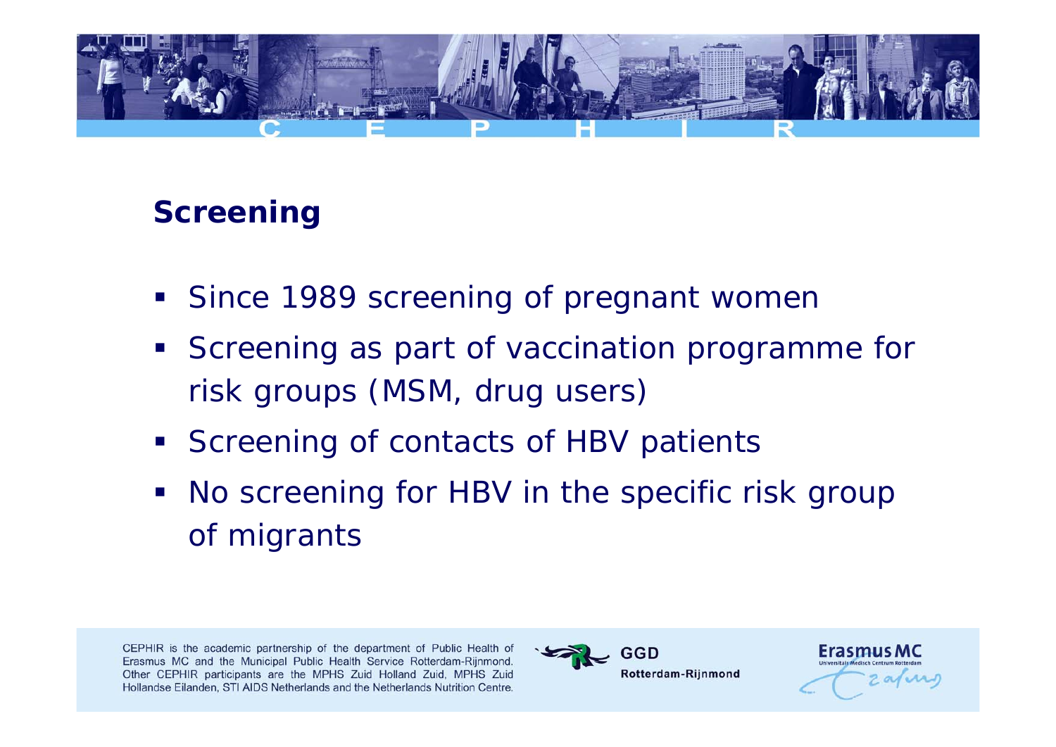## Screening

- Since 1989 screening of pregnant women
- Screening as part of vaccination programme for risk groups (MSM, drug users)
- Screening of contacts of HBV patients
- No screening for HBV in the specific risk group of migrants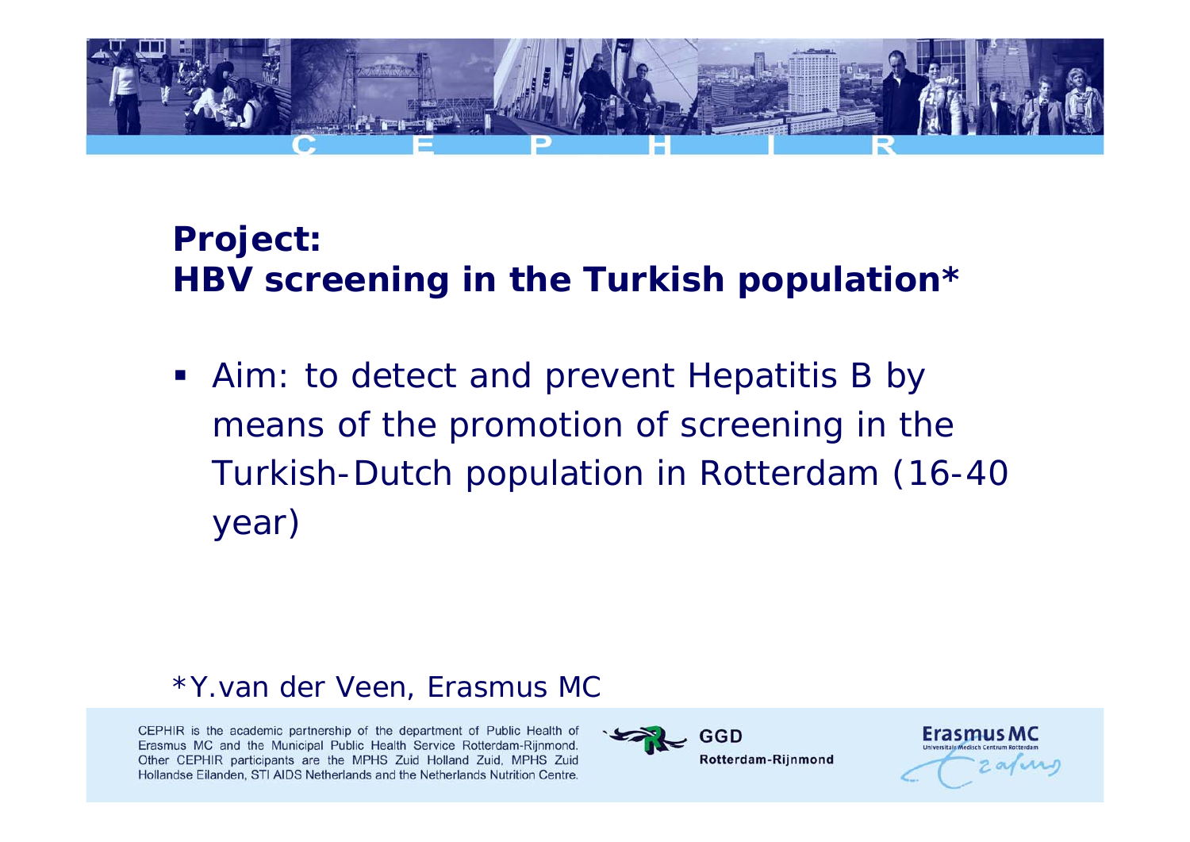## Project: HBV screening in the Turkish population*

- Aim: to detect and prevent Hepatitis B by means of the promotion of screening in the Turkish-Dutch population in Rotterdam (16-40 year)

*Y.van der Veen, Erasmus MC

CEPHIR is the academic partnership of the department of Public Health of Erasmus MC and the Municipal Public Health Service Rotterdam-Rijnmond. Other CEPHIR participants are the MPHS Zuid Holland Zuid, MPHS Zuid Hollandse Eilanden, STI AIDS Netherlands and the Netherlands Nutrition Centre.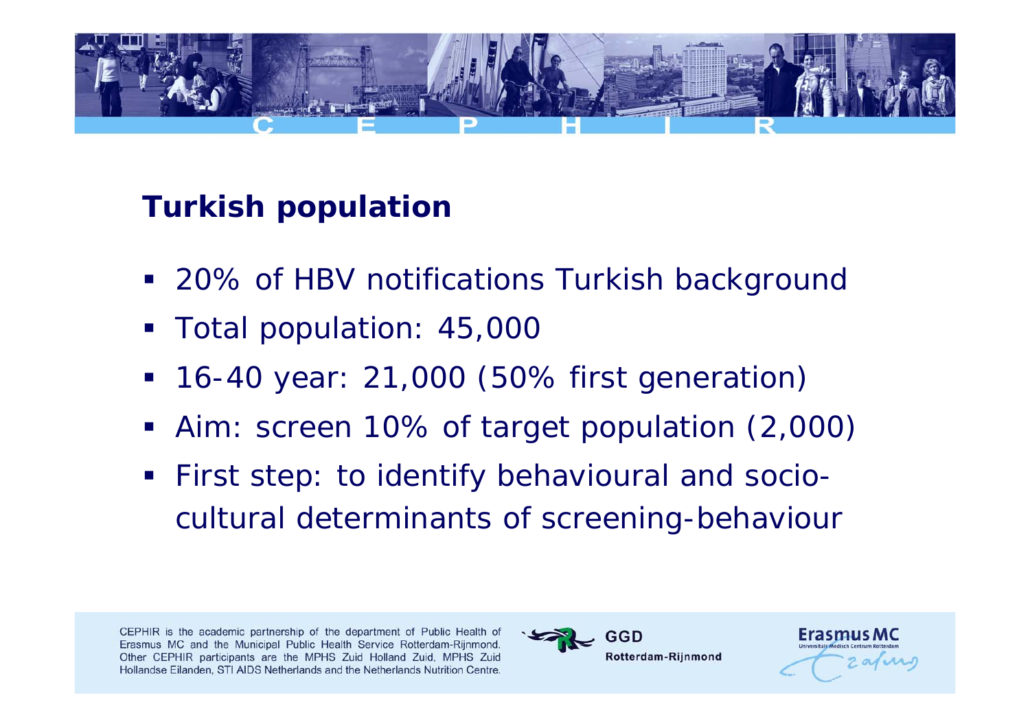## Turkish population

- 20% of HBV notifications Turkish background
- Total population: 45,000
- 16-40 year: 21,000 (50% first generation)
- Aim: screen 10% of target population (2,000)
- First step: to identify behavioural and socio-cultural determinants of screening-behaviour

CEPHIR is the academic partnership of the department of Public Health of Erasmus MC and the Municipal Public Health Service Rotterdam-Rijnmond. Other CEPHIR participants are the MPHS Zuid Holland Zuid, MPHS Zuid Hollandse Eilanden, STI AIDS Netherlands and the Netherlands Nutrition Centre.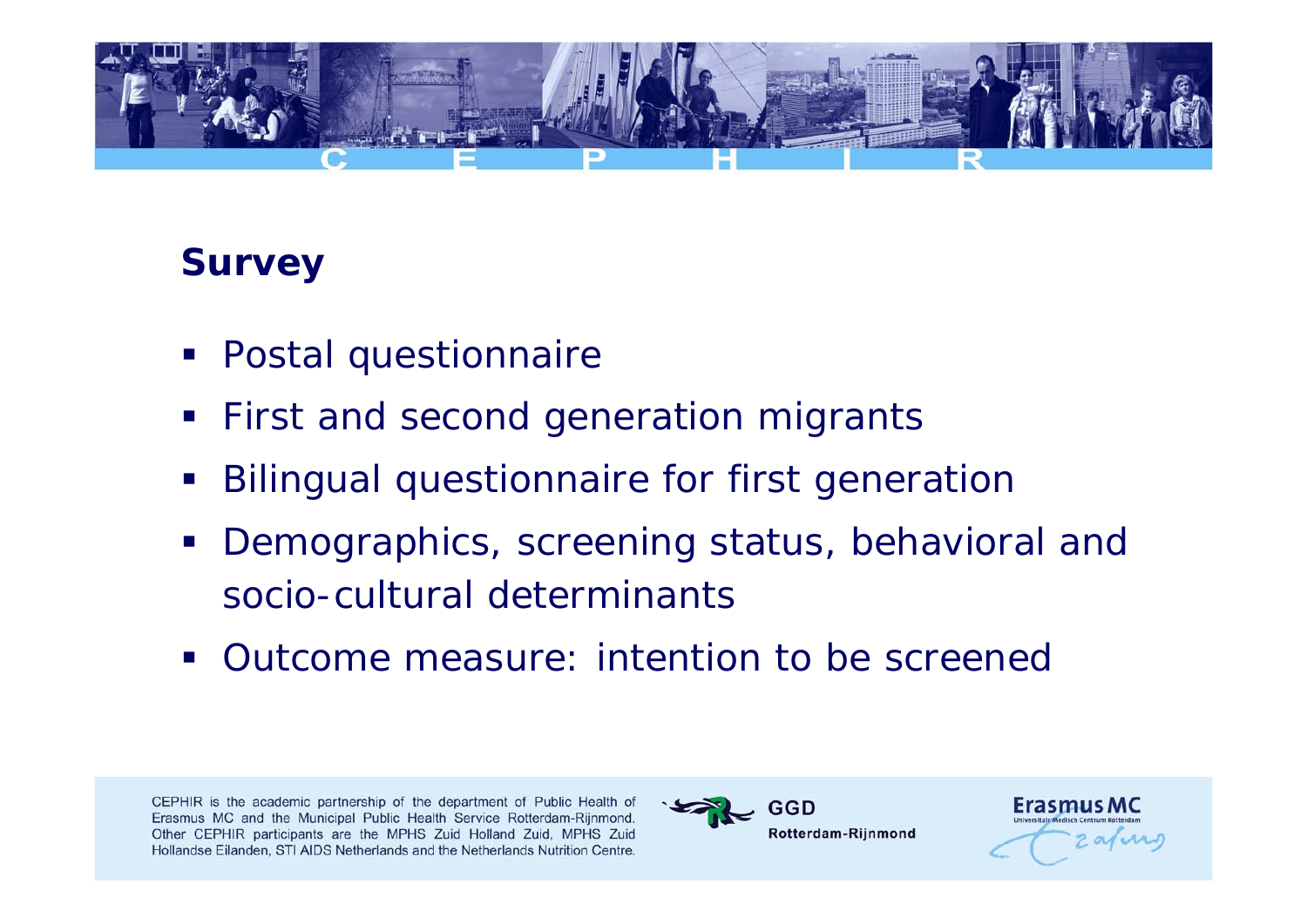## Survey

- Postal questionnaire
- First and second generation migrants
- Bilingual questionnaire for first generation
- Demographics, screening status, behavioral and socio-cultural determinants
- Outcome measure: intention to be screened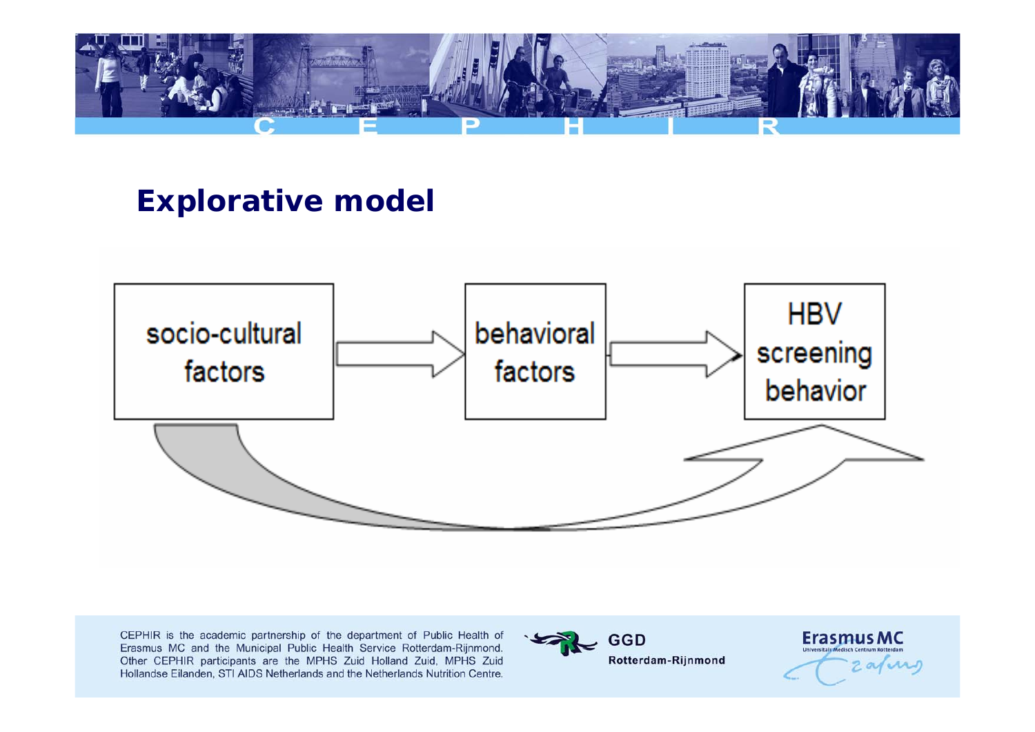## Explorative model

socio-cultural factors → behavioral factors → HBV screening behavior

socio-cultural factors → HBV screening behavior

CEPHIR is the academic partnership of the department of Public Health of Erasmus MC and the Municipal Public Health Service Rotterdam-Rijnmond. Other CEPHIR participants are the MPHS Zuid Holland Zuid, MPHS Zuid Hollandse Eilanden, STI AIDS Netherlands and the Netherlands Nutrition Centre.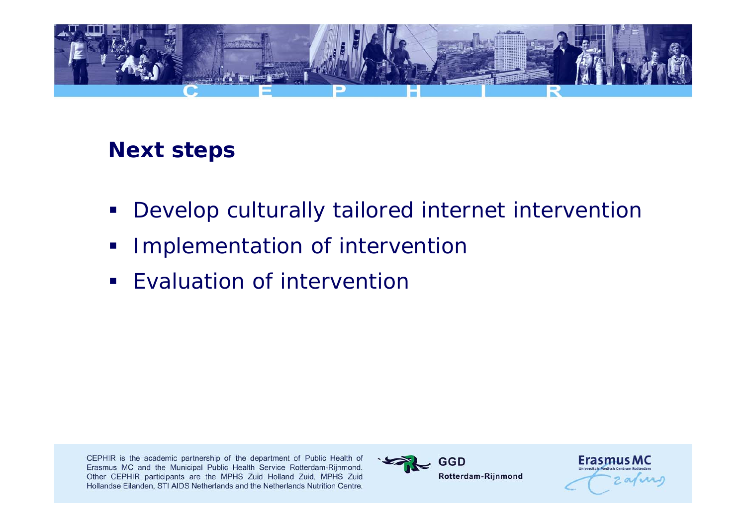## Next steps

- Develop culturally tailored internet intervention
- Implementation of intervention
- Evaluation of intervention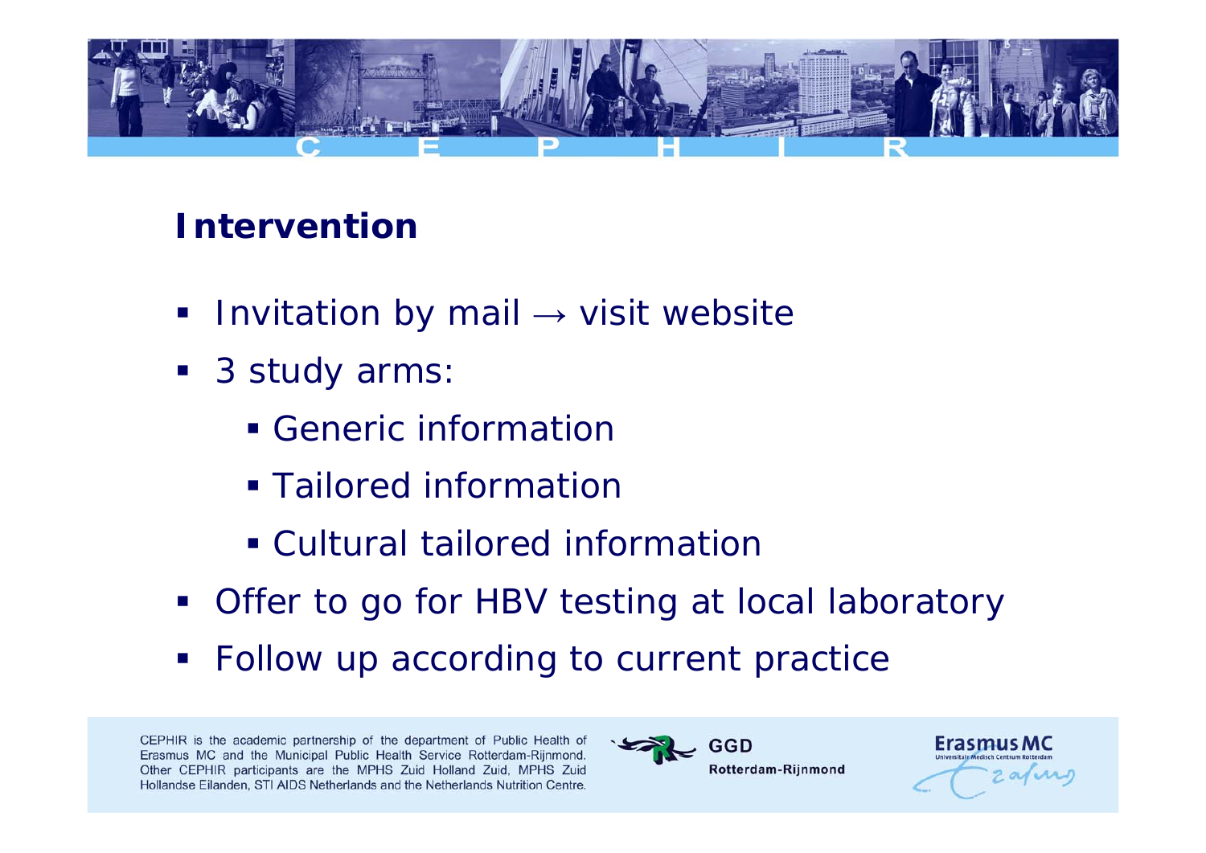## Intervention

- Invitation by mail → visit website
- 3 study arms:
  - Generic information
  - Tailored information
  - Cultural tailored information
- Offer to go for HBV testing at local laboratory
- Follow up according to current practice

CEPHIR is the academic partnership of the department of Public Health of Erasmus MC and the Municipal Public Health Service Rotterdam-Rijnmond. Other CEPHIR participants are the MPHS Zuid Holland Zuid, MPHS Zuid Hollandse Eilanden, STI AIDS Netherlands and the Netherlands Nutrition Centre.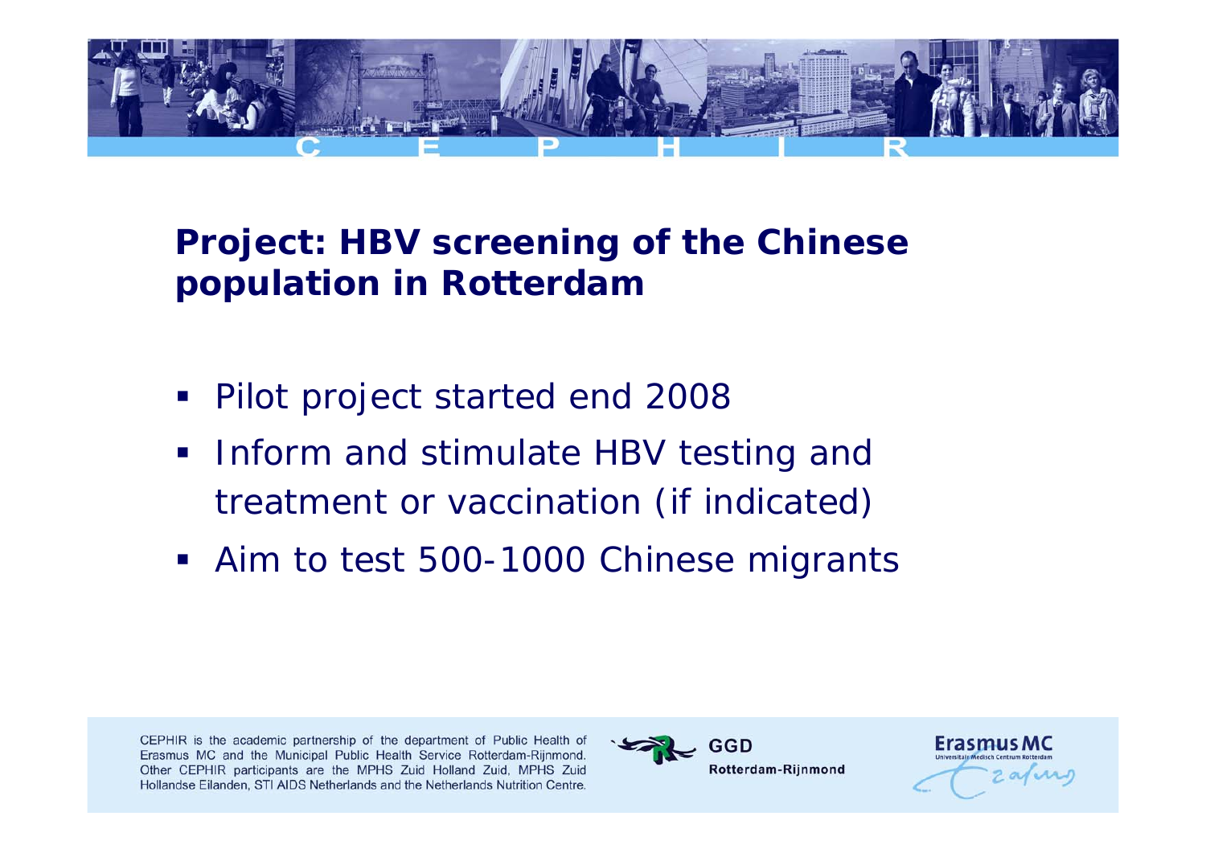## Project: HBV screening of the Chinese population in Rotterdam

- Pilot project started end 2008
- Inform and stimulate HBV testing and treatment or vaccination (if indicated)
- Aim to test 500-1000 Chinese migrants

CEPHIR is the academic partnership of the department of Public Health of Erasmus MC and the Municipal Public Health Service Rotterdam-Rijnmond. Other CEPHIR participants are the MPHS Zuid Holland Zuid, MPHS Zuid Hollandse Eilanden, STI AIDS Netherlands and the Netherlands Nutrition Centre.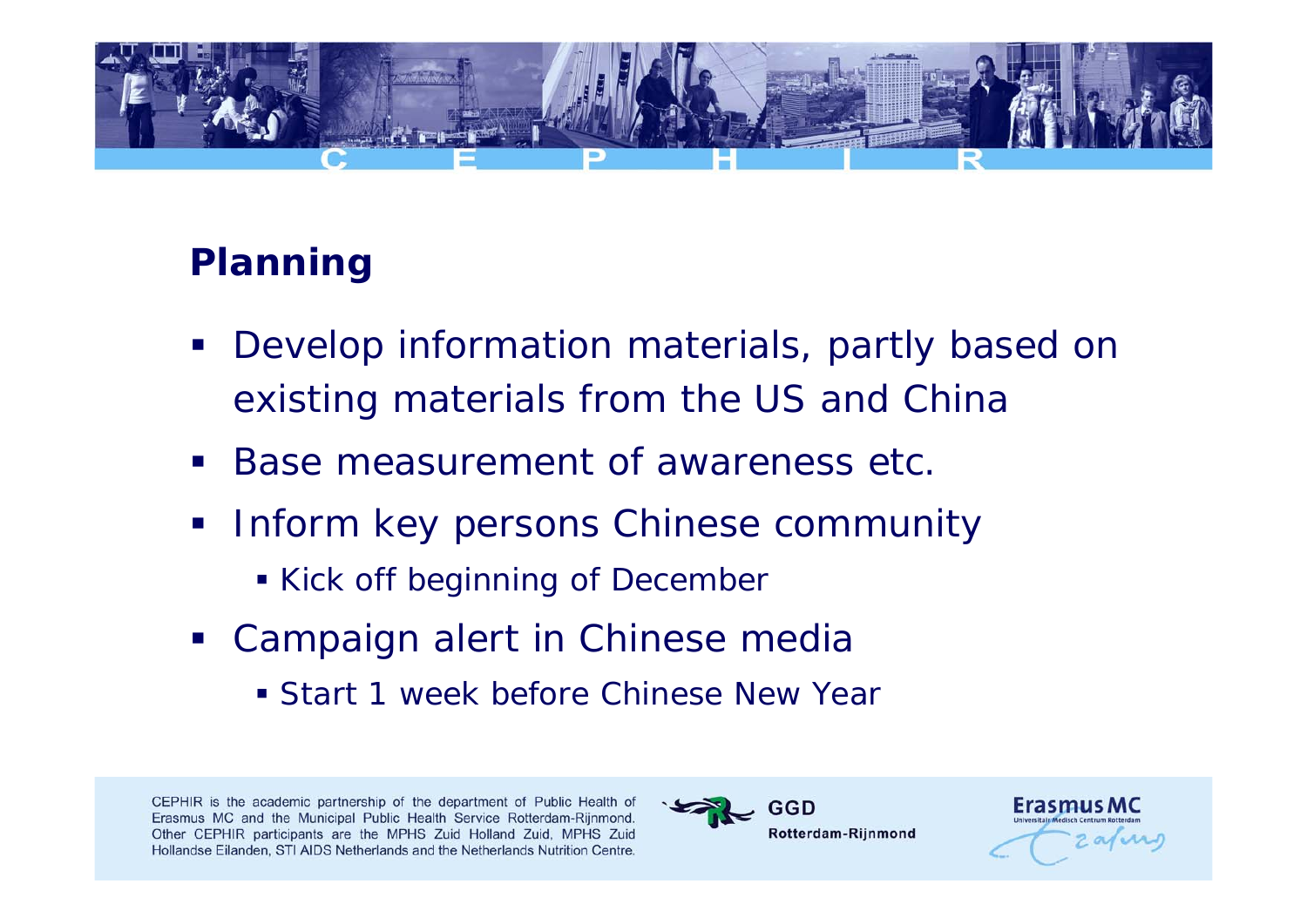## Planning

- Develop information materials, partly based on existing materials from the US and China
- Base measurement of awareness etc.
- Inform key persons Chinese community
  - Kick off beginning of December
- Campaign alert in Chinese media
  - Start 1 week before Chinese New Year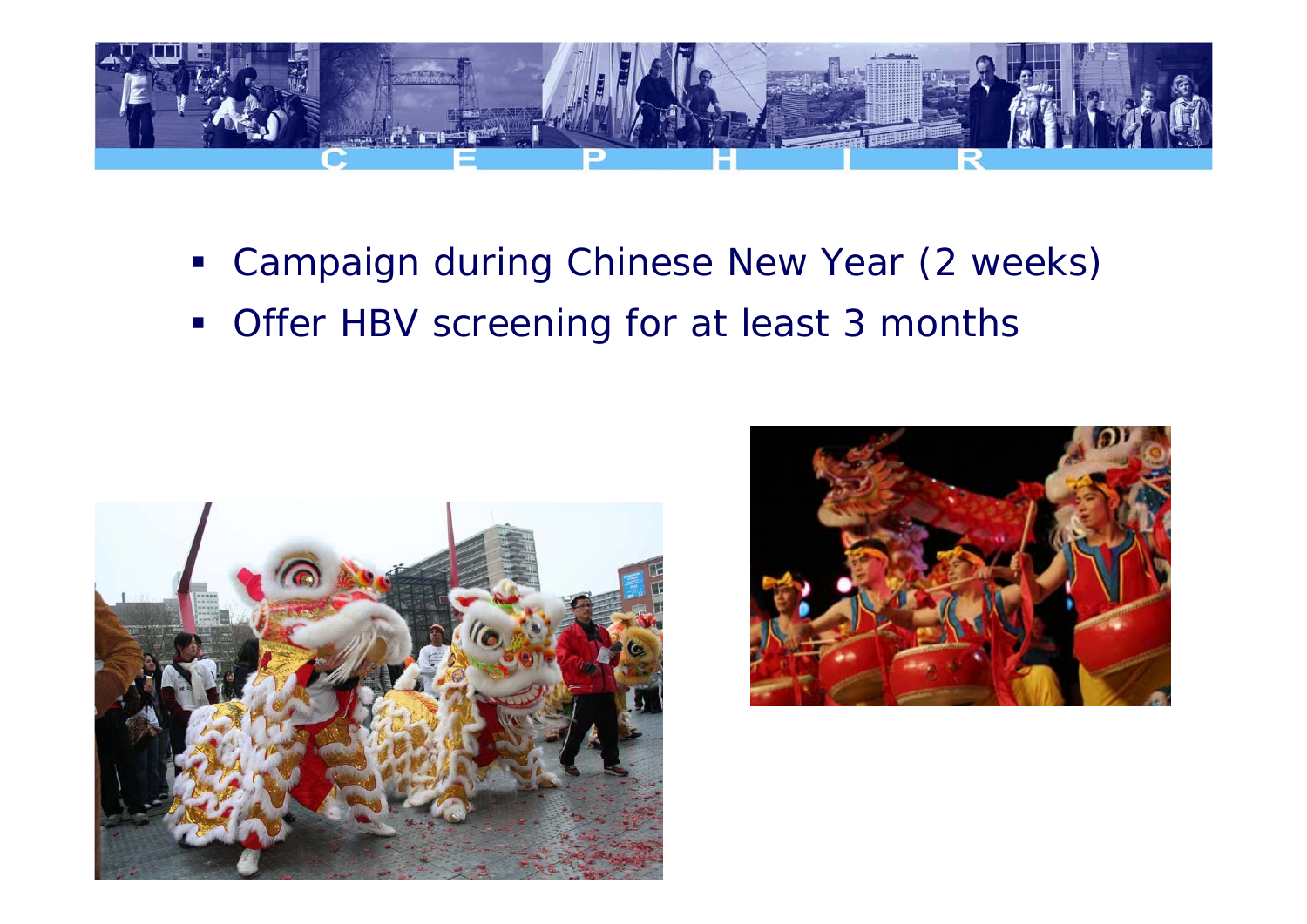- Campaign during Chinese New Year (2 weeks)
- Offer HBV screening for at least 3 months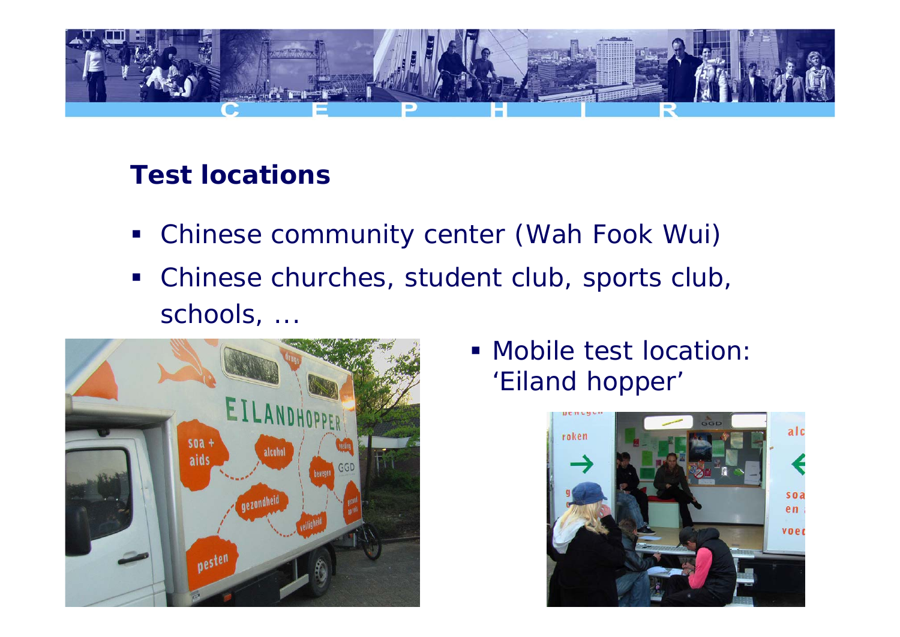## Test locations

- Chinese community center (Wah Fook Wui)
- Chinese churches, student club, sports club, schools, …
- Mobile test location: 'Eiland hopper'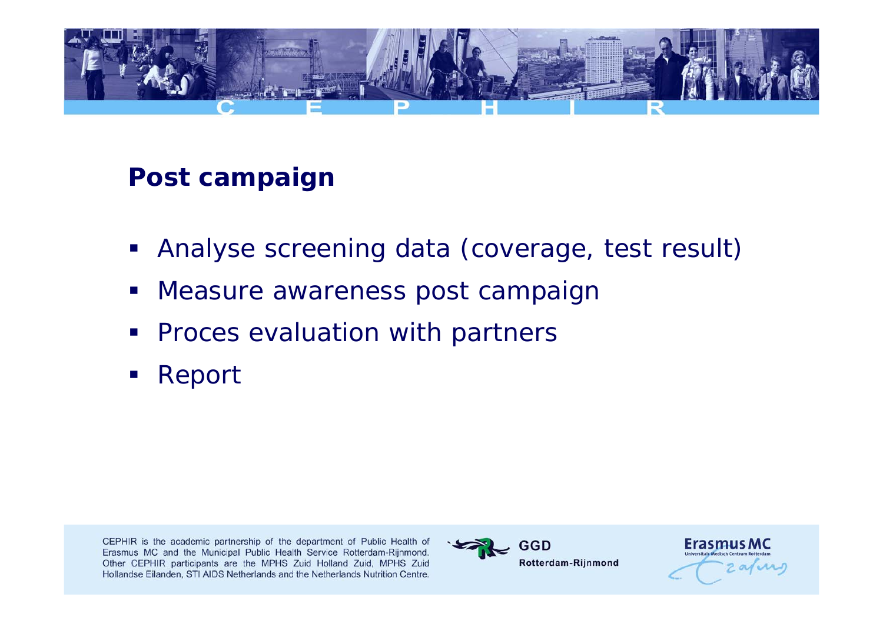## Post campaign

- Analyse screening data (coverage, test result)
- Measure awareness post campaign
- Proces evaluation with partners
- Report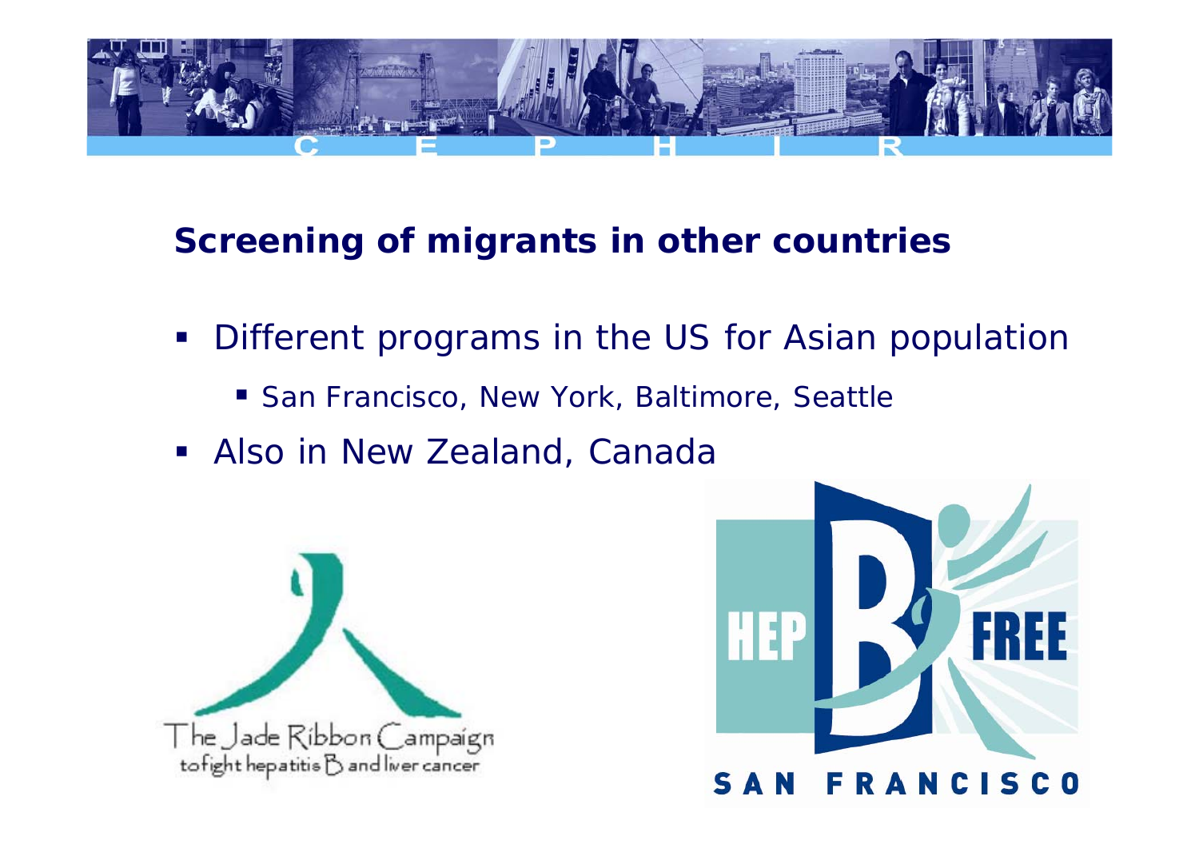## Screening of migrants in other countries

- Different programs in the US for Asian population
  - San Francisco, New York, Baltimore, Seattle
- Also in New Zealand, Canada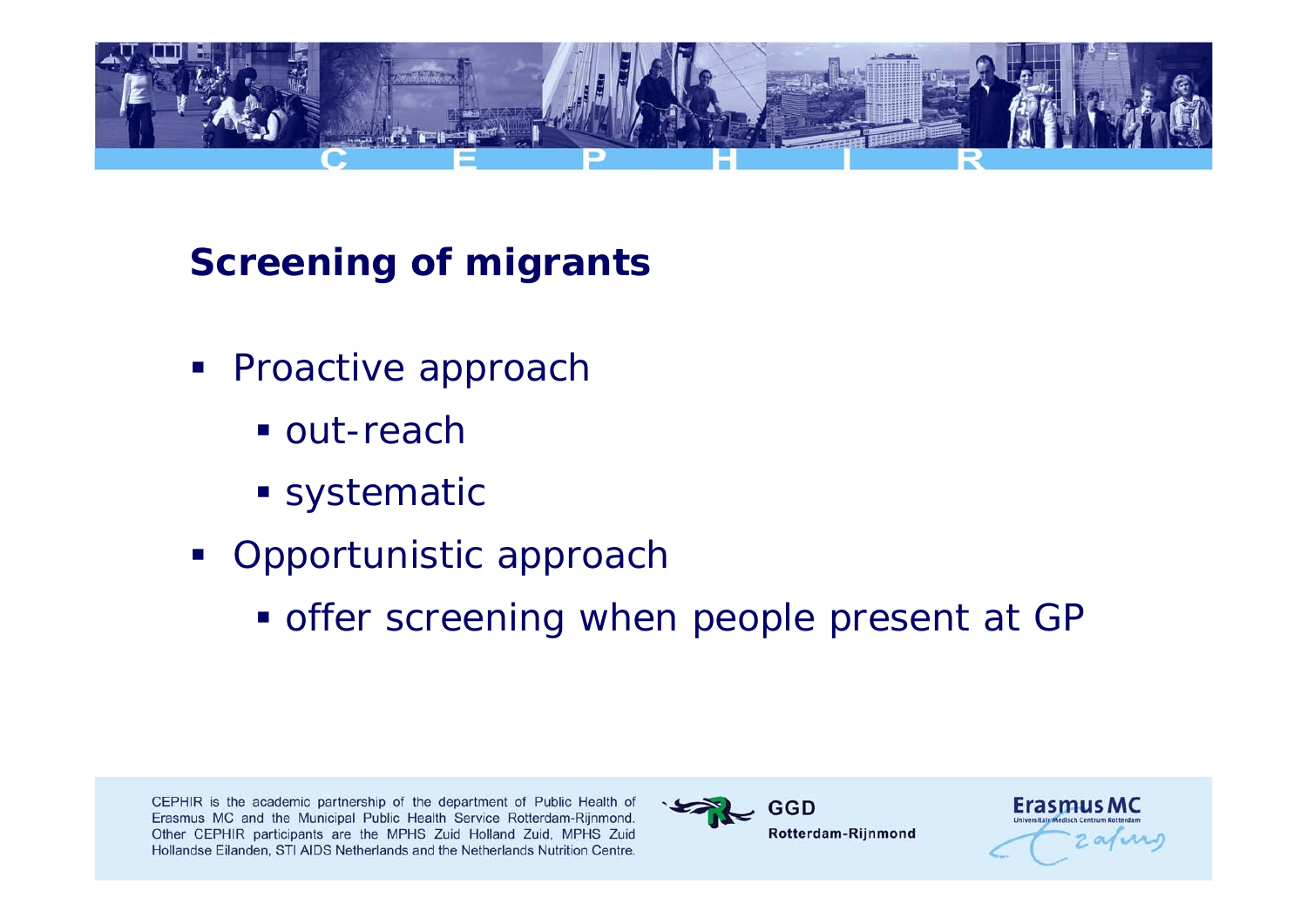## Screening of migrants

- Proactive approach
  - out-reach
  - systematic
- Opportunistic approach
  - offer screening when people present at GP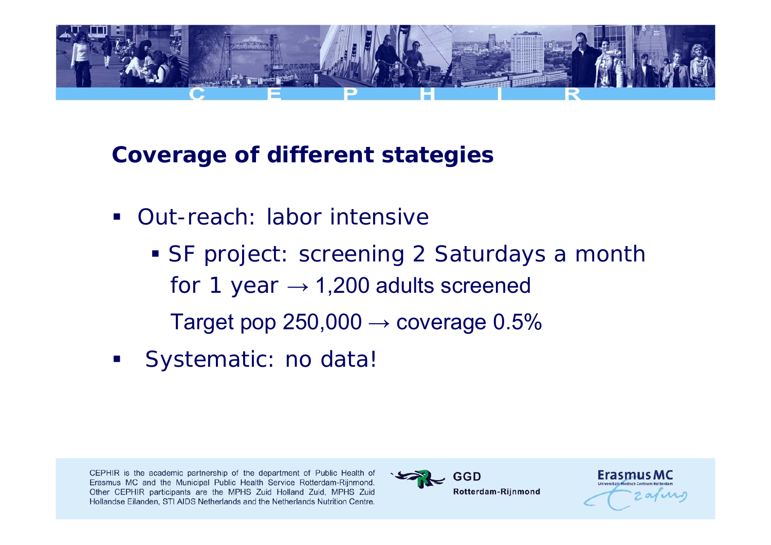## Coverage of different stategies

- Out-reach: labor intensive
  - SF project: screening 2 Saturdays a month for 1 year → 1,200 adults screened
    
    Target pop 250,000 → coverage 0.5%
- Systematic: no data!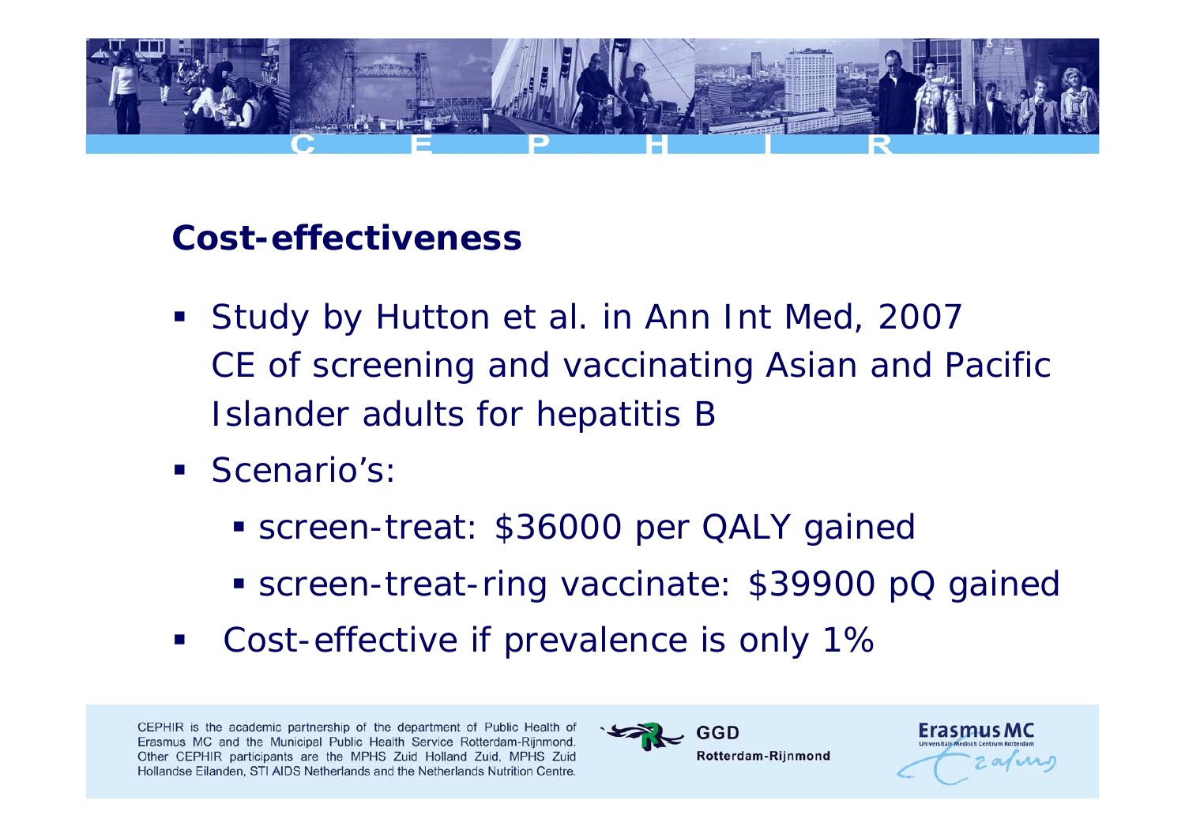## Cost-effectiveness

- Study by Hutton et al. in Ann Int Med, 2007
  CE of screening and vaccinating Asian and Pacific Islander adults for hepatitis B
- Scenario's:
  - screen-treat: $36000 per QALY gained
  - screen-treat-ring vaccinate: $39900 pQ gained
- Cost-effective if prevalence is only 1%

CEPHIR is the academic partnership of the department of Public Health of Erasmus MC and the Municipal Public Health Service Rotterdam-Rijnmond. Other CEPHIR participants are the MPHS Zuid Holland Zuid, MPHS Zuid Hollandse Eilanden, STI AIDS Netherlands and the Netherlands Nutrition Centre.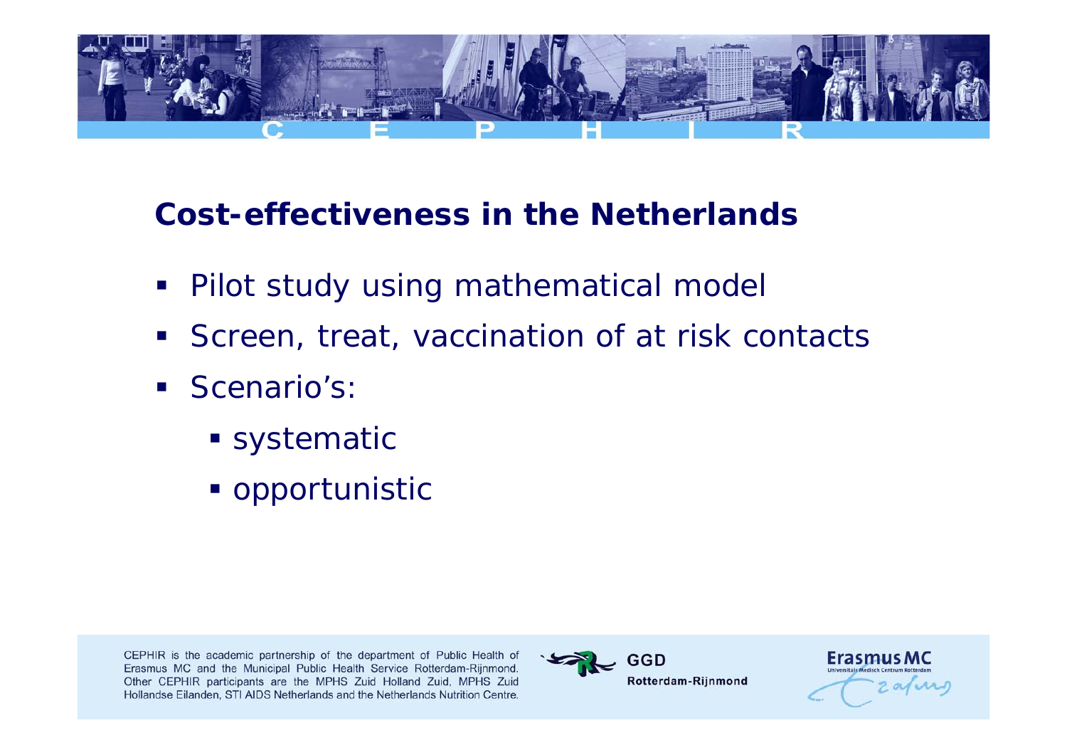## Cost-effectiveness in the Netherlands

- Pilot study using mathematical model
- Screen, treat, vaccination of at risk contacts
- Scenario's:
  - systematic
  - opportunistic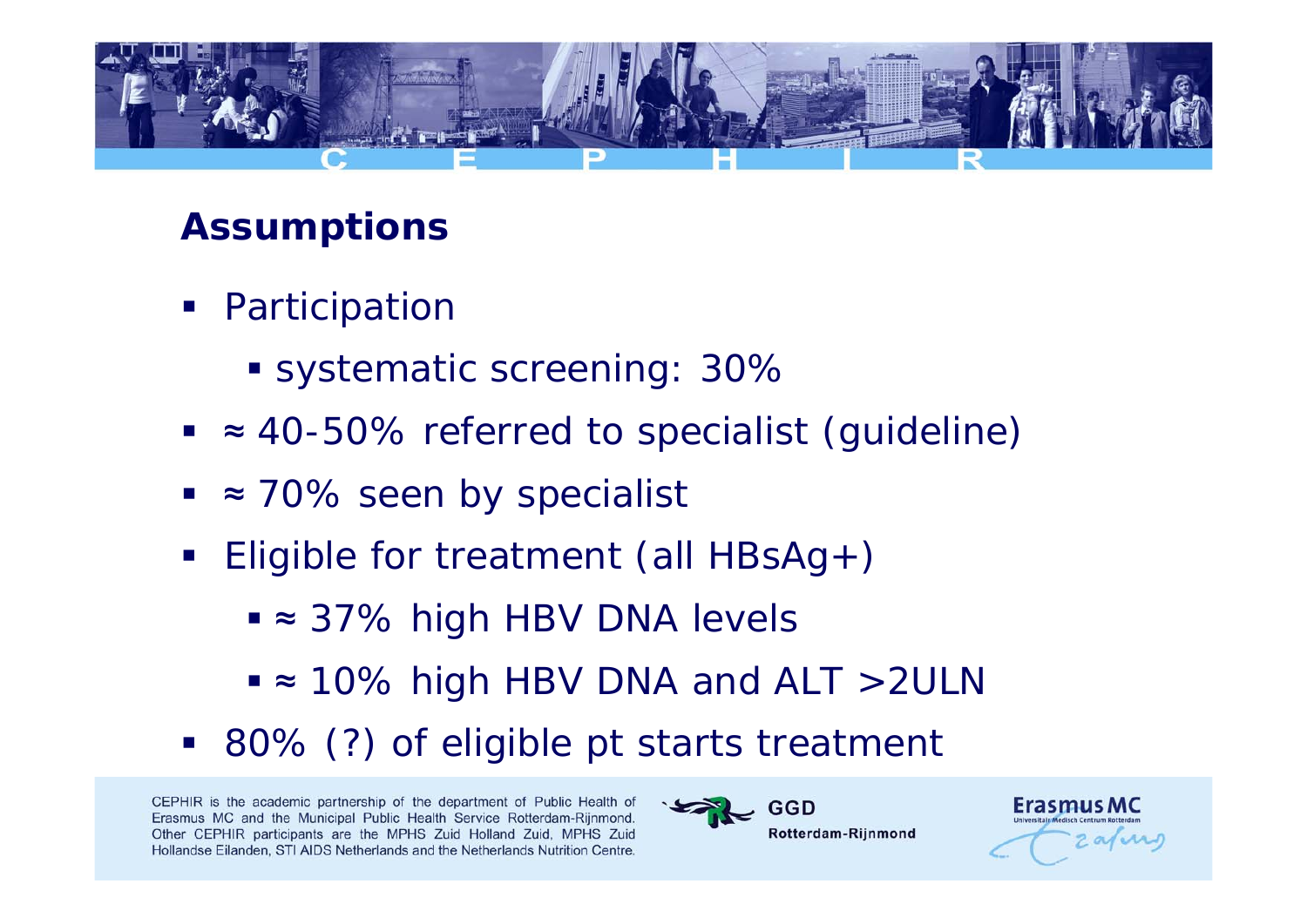## Assumptions

- Participation
  - systematic screening: 30%
- ≈ 40-50% referred to specialist (guideline)
- ≈ 70% seen by specialist
- Eligible for treatment (all HBsAg+)
  - ≈ 37% high HBV DNA levels
  - ≈ 10% high HBV DNA and ALT >2ULN
- 80% (?) of eligible pt starts treatment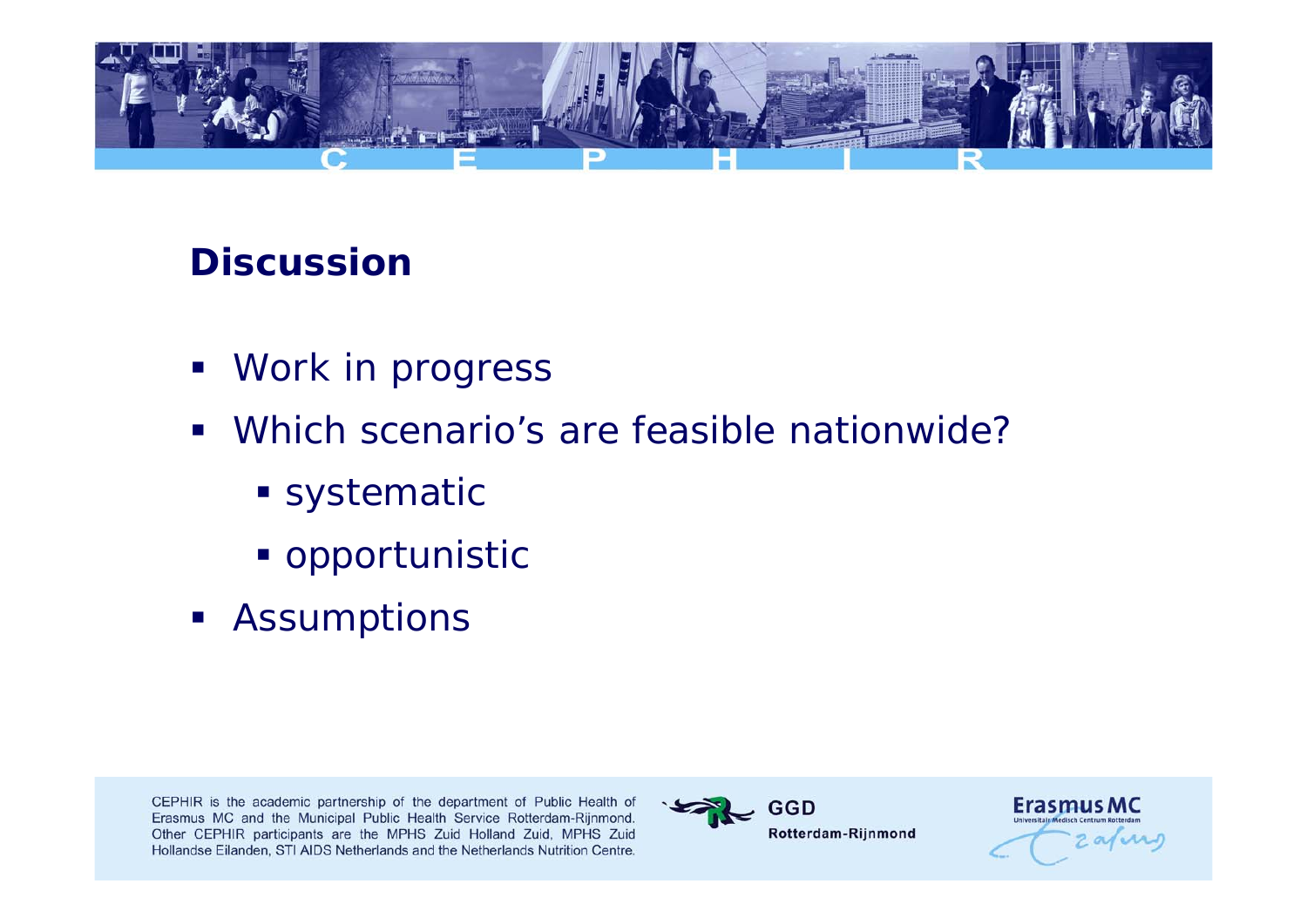## Discussion

- Work in progress
- Which scenario's are feasible nationwide?
  - systematic
  - opportunistic
- Assumptions

CEPHIR is the academic partnership of the department of Public Health of Erasmus MC and the Municipal Public Health Service Rotterdam-Rijnmond. Other CEPHIR participants are the MPHS Zuid Holland Zuid, MPHS Zuid Hollandse Eilanden, STI AIDS Netherlands and the Netherlands Nutrition Centre.